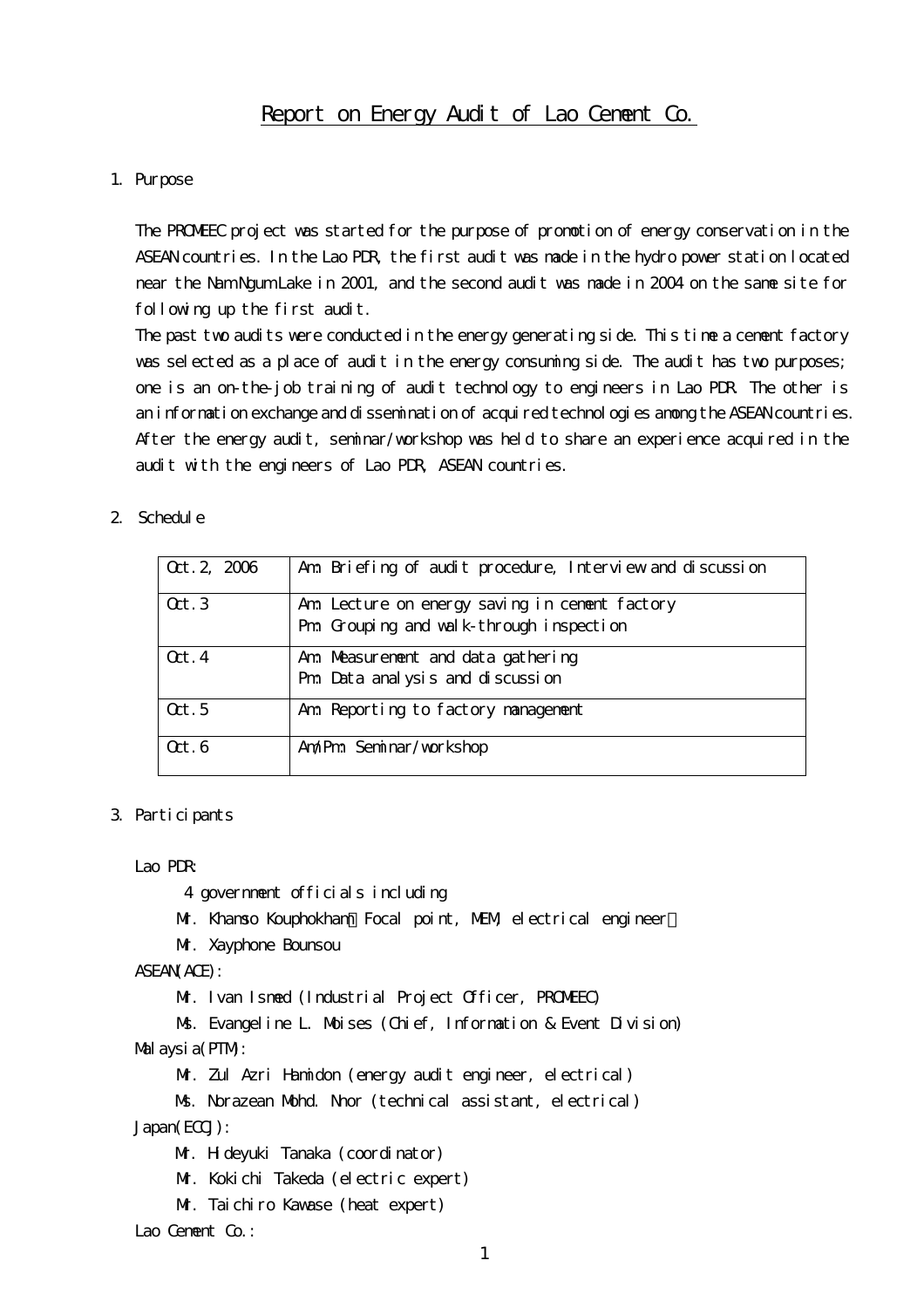# Report on Energy Audit of Lao Cement Co.

## 1. Purpose

The PROMEEC project was started for the purpose of promotion of energy conservation in the ASEAN countries. In the Lao PDR, the first audit was made in the hydro power station located near the Nam Ngum Lake in 2001, and the second audit was made in 2004 on the same site for following up the first audit.

The past two audits were conducted in the energy generating side. This time a cement factory was selected as a place of audit in the energy consuming side. The audit has two purposes; one is an on-the-job training of audit technology to engineers in Lao PDR. The other is an information exchange and dissemination of acquired technologies among the ASEAN countries. After the energy audit, seminar/workshop was held to share an experience acquired in the audit with the engineers of Lao PDR, ASEAN countries.

## 2. Schedule

| | |
|---|---|
| Oct.2, 2006 | Am: Briefing of audit procedure, Interview and discussion |
| Oct.3 | Am: Lecture on energy saving in cement factory<br>Pm: Grouping and walk-through inspection |
| Oct.4 | Am: Measurement and data gathering<br>Pm: Data analysis and discussion |
| Oct.5 | Am: Reporting to factory management |
| Oct.6 | Am/Pm: Seminar/workshop |

## 3. Participants

Lao PDR:

4 government officials including

Mr. Khamso Kouphokham（Focal point, MEM, electrical engineer）

Mr. Xayphone Bounsou

ASEAN(ACE):

Mr. Ivan Ismed (Industrial Project Officer, PROMEEC)

Ms. Evangeline L. Moises (Chief, Information & Event Division)

Malaysia(PTM):

Mr. Zul Azri Hamidon (energy audit engineer, electrical)

Ms. Norazean Mohd. Nhor (technical assistant, electrical)

Japan(ECCJ):

Mr. Hideyuki Tanaka (coordinator)

Mr. Kokichi Takeda (electric expert)

Mr. Taichiro Kawase (heat expert)

Lao Cement Co.: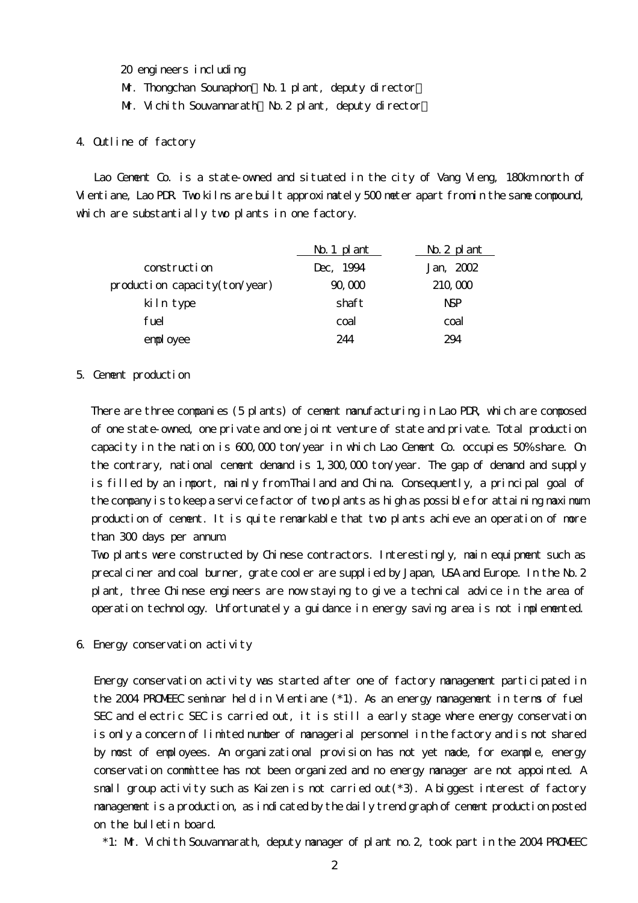20 engineers including

Mr. Thongchan Sounaphon（No.1 plant, deputy director）

Mr. Vichith Souvannarath（No.2 plant, deputy director）

4. Outline of factory

Lao Cement Co. is a state-owned and situated in the city of Vang Vieng, 180km north of Vientiane, Lao PDR. Two kilns are built approximately 500 meter apart from in the same compound, which are substantially two plants in one factory.

| | No.1 plant | No.2 plant |
|---|---|---|
| construction | Dec, 1994 | Jan, 2002 |
| production capacity(ton/year) | 90,000 | 210,000 |
| kiln type | shaft | NSP |
| fuel | coal | coal |
| employee | 244 | 294 |

5. Cement production

There are three companies (5 plants) of cement manufacturing in Lao PDR, which are composed of one state-owned, one private and one joint venture of state and private. Total production capacity in the nation is 600,000 ton/year in which Lao Cement Co. occupies 50% share. On the contrary, national cement demand is 1,300,000 ton/year. The gap of demand and supply is filled by an import, mainly from Thailand and China. Consequently, a principal goal of the company is to keep a service factor of two plants as high as possible for attaining maximum production of cement. It is quite remarkable that two plants achieve an operation of more than 300 days per annum.

Two plants were constructed by Chinese contractors. Interestingly, main equipment such as precalciner and coal burner, grate cooler are supplied by Japan, USA and Europe. In the No.2 plant, three Chinese engineers are now staying to give a technical advice in the area of operation technology. Unfortunately a guidance in energy saving area is not implemented.

6. Energy conservation activity

Energy conservation activity was started after one of factory management participated in the 2004 PROMEEC seminar held in Vientiane (*1). As an energy management in terms of fuel SEC and electric SEC is carried out, it is still a early stage where energy conservation is only a concern of limited number of managerial personnel in the factory and is not shared by most of employees. An organizational provision has not yet made, for example, energy conservation committee has not been organized and no energy manager are not appointed. A small group activity such as Kaizen is not carried out(*3). A biggest interest of factory management is a production, as indicated by the daily trend graph of cement production posted on the bulletin board.

*1: Mr. Vichith Souvannarath, deputy manager of plant no.2, took part in the 2004 PROMEEC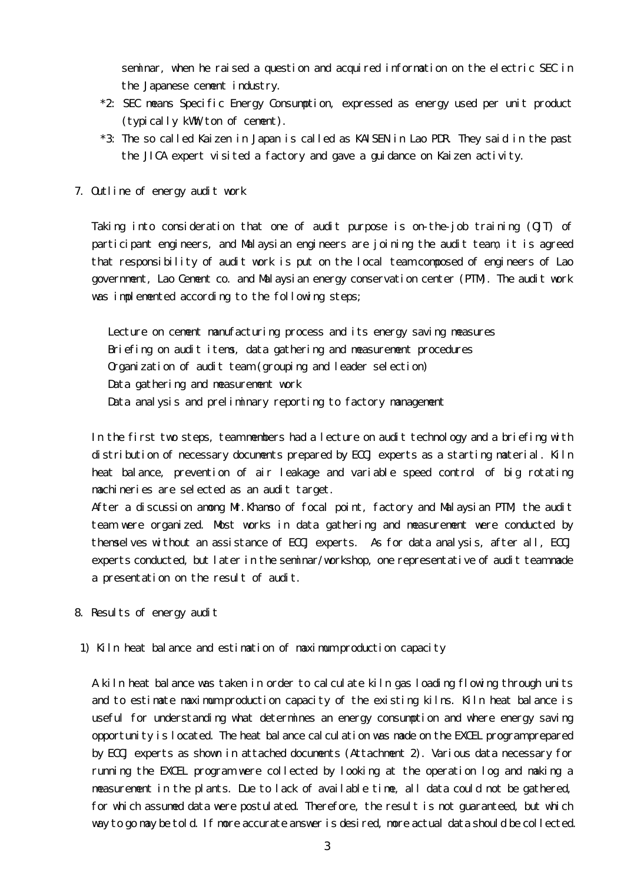seminar, when he raised a question and acquired information on the electric SEC in the Japanese cement industry.

*2: SEC means Specific Energy Consumption, expressed as energy used per unit product (typically kWh/ton of cement).

*3: The so called Kaizen in Japan is called as KAISEN in Lao PDR. They said in the past the JICA expert visited a factory and gave a guidance on Kaizen activity.

## 7. Outline of energy audit work

Taking into consideration that one of audit purpose is on-the-job training (OJT) of participant engineers, and Malaysian engineers are joining the audit team, it is agreed that responsibility of audit work is put on the local team composed of engineers of Lao government, Lao Cement co. and Malaysian energy conservation center (PTM). The audit work was implemented according to the following steps;

- Lecture on cement manufacturing process and its energy saving measures
- Briefing on audit items, data gathering and measurement procedures
- Organization of audit team (grouping and leader selection)
- Data gathering and measurement work
- Data analysis and preliminary reporting to factory management

In the first two steps, team members had a lecture on audit technology and a briefing with distribution of necessary documents prepared by ECCJ experts as a starting material. Kiln heat balance, prevention of air leakage and variable speed control of big rotating machineries are selected as an audit target.

After a discussion among Mr.Khamso of focal point, factory and Malaysian PTM, the audit team were organized. Most works in data gathering and measurement were conducted by themselves without an assistance of ECCJ experts. As for data analysis, after all, ECCJ experts conducted, but later in the seminar/workshop, one representative of audit team made a presentation on the result of audit.

## 8. Results of energy audit

### 1) Kiln heat balance and estimation of maximum production capacity

A kiln heat balance was taken in order to calculate kiln gas loading flowing through units and to estimate maximum production capacity of the existing kilns. Kiln heat balance is useful for understanding what determines an energy consumption and where energy saving opportunity is located. The heat balance calculation was made on the EXCEL program prepared by ECCJ experts as shown in attached documents (Attachment 2). Various data necessary for running the EXCEL program were collected by looking at the operation log and making a measurement in the plants. Due to lack of available time, all data could not be gathered, for which assumed data were postulated. Therefore, the result is not guaranteed, but which way to go may be told. If more accurate answer is desired, more actual data should be collected.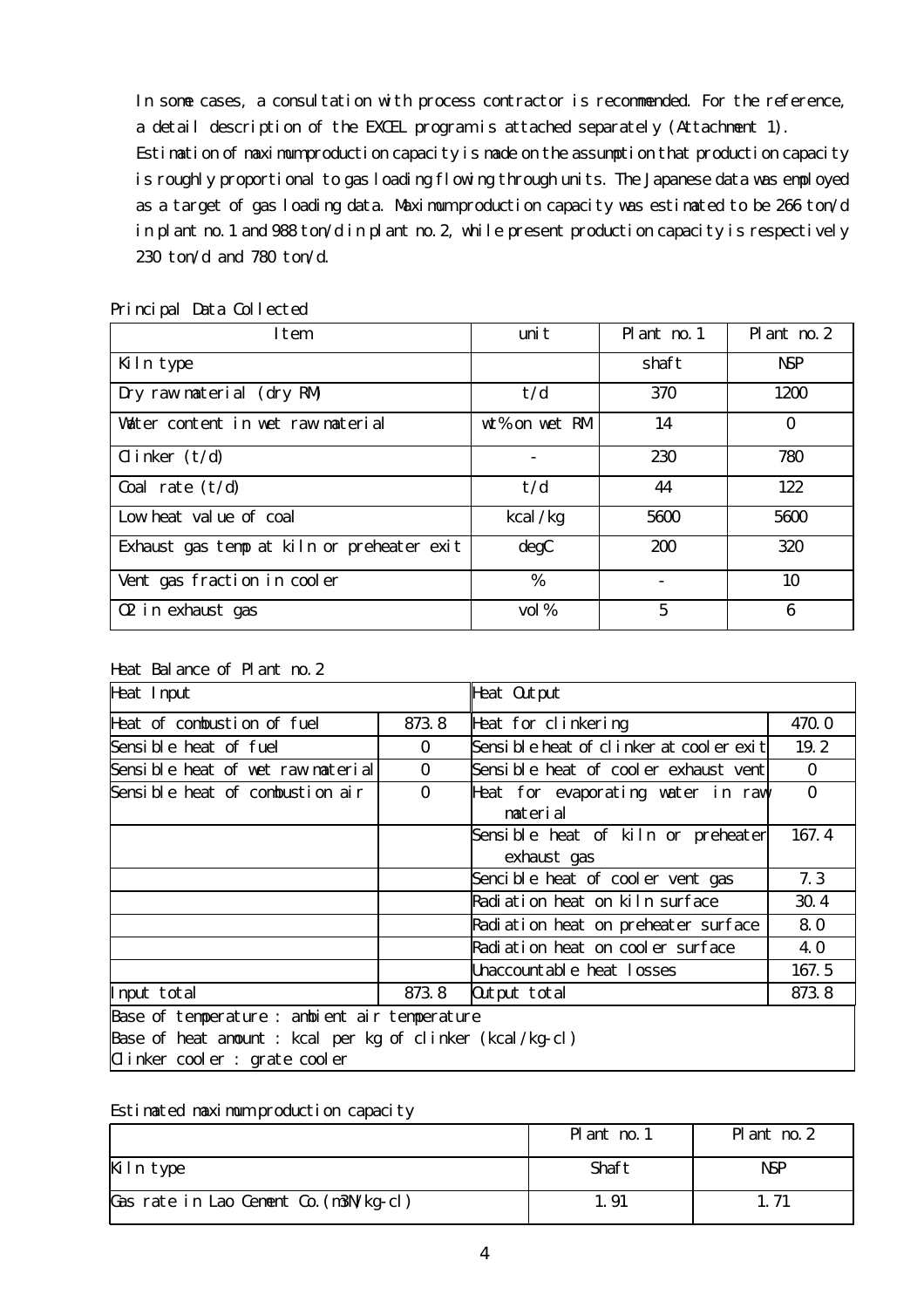In some cases, a consultation with process contractor is recommended. For the reference, a detail description of the EXCEL program is attached separately (Attachment 1).

Estimation of maximum production capacity is made on the assumption that production capacity is roughly proportional to gas loading flowing through units. The Japanese data was employed as a target of gas loading data. Maximum production capacity was estimated to be 266 ton/d in plant no.1 and 988 ton/d in plant no.2, while present production capacity is respectively 230 ton/d and 780 ton/d.

Principal Data Collected

| Item | unit | Plant no.1 | Plant no.2 |
|---|---|---|---|
| Kiln type | | shaft | NSP |
| Dry raw material (dry RM) | t/d | 370 | 1200 |
| Water content in wet raw material | wt% on wet RM | 14 | 0 |
| Clinker (t/d) | - | 230 | 780 |
| Coal rate (t/d) | t/d | 44 | 122 |
| Low heat value of coal | kcal/kg | 5600 | 5600 |
| Exhaust gas temp at kiln or preheater exit | degC | 200 | 320 |
| Vent gas fraction in cooler | % | - | 10 |
| O2 in exhaust gas | vol% | 5 | 6 |

Heat Balance of Plant no.2

| Heat Input | | Heat Output | |
|---|---|---|---|
| Heat of combustion of fuel | 873.8 | Heat for clinkering | 470.0 |
| Sensible heat of fuel | 0 | Sensible heat of clinker at cooler exit | 19.2 |
| Sensible heat of wet raw material | 0 | Sensible heat of cooler exhaust vent | 0 |
| Sensible heat of combustion air | 0 | Heat for evaporating water in raw material | 0 |
| | | Sensible heat of kiln or preheater exhaust gas | 167.4 |
| | | Sencible heat of cooler vent gas | 7.3 |
| | | Radiation heat on kiln surface | 30.4 |
| | | Radiation heat on preheater surface | 8.0 |
| | | Radiation heat on cooler surface | 4.0 |
| | | Unaccountable heat losses | 167.5 |
| Input total | 873.8 | Output total | 873.8 |

Base of temperature : ambient air temperature
Base of heat amount : kcal per kg of clinker (kcal/kg-cl)
Clinker cooler : grate cooler

Estimated maximum production capacity

| | Plant no.1 | Plant no.2 |
|---|---|---|
| Kiln type | Shaft | NSP |
| Gas rate in Lao Cement Co.(m3N/kg-cl) | 1.91 | 1.71 |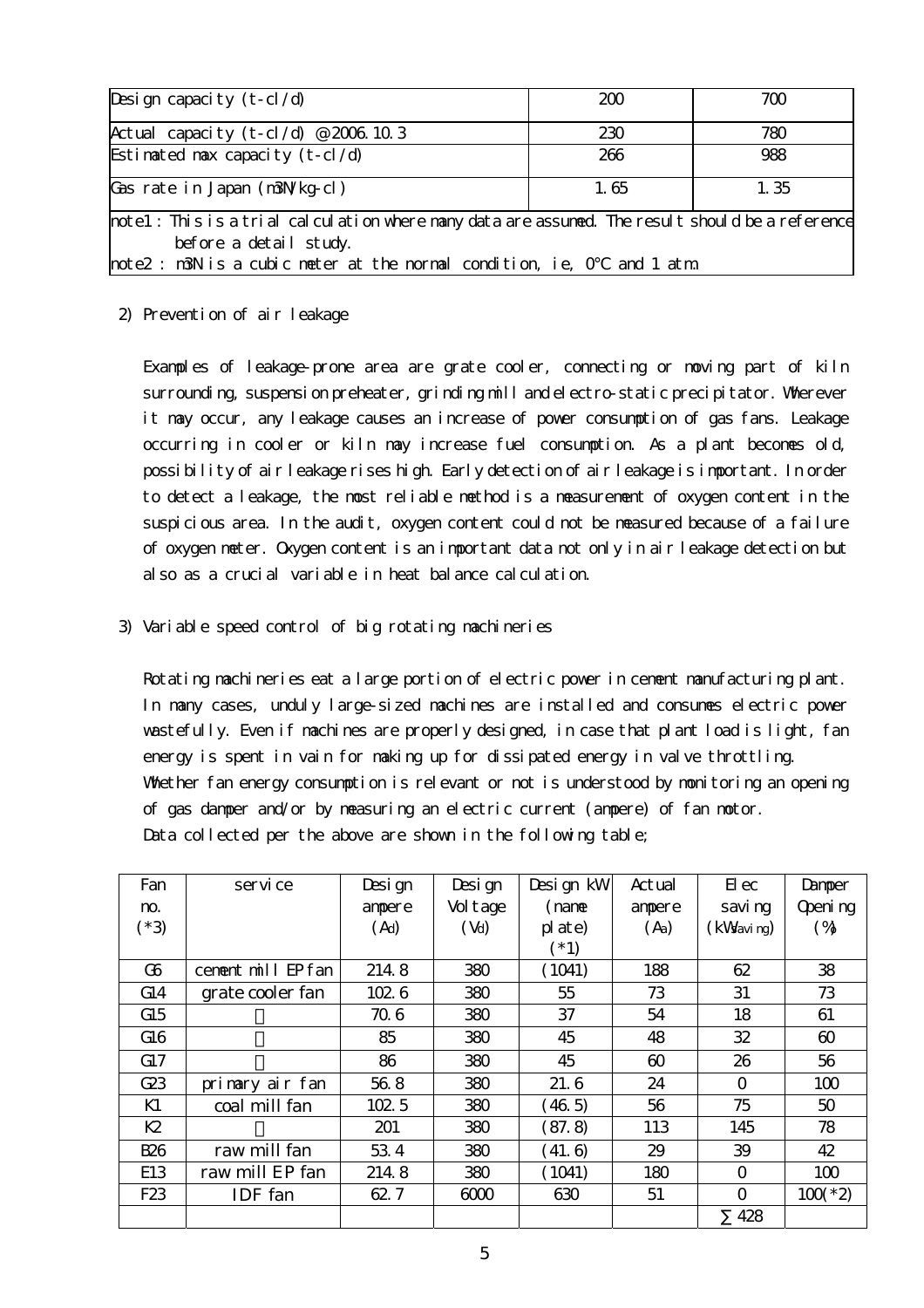| | | |
|---|---|---|
| Design capacity (t-cl/d) | 200 | 700 |
| Actual capacity (t-cl/d) @2006.10.3 | 230 | 780 |
| Estimated max capacity (t-cl/d) | 266 | 988 |
| Gas rate in Japan (m3N/kg-cl) | 1.65 | 1.35 |
| note1 : This is a trial calculation where many data are assumed. The result should be a reference before a detail study.<br>note2 : m3N is a cubic meter at the normal condition, ie, 0°C and 1 atm. | | |

2) Prevention of air leakage

Examples of leakage-prone area are grate cooler, connecting or moving part of kiln surrounding, suspension preheater, grinding mill and electro-static precipitator. Wherever it may occur, any leakage causes an increase of power consumption of gas fans. Leakage occurring in cooler or kiln may increase fuel consumption. As a plant becomes old, possibility of air leakage rises high. Early detection of air leakage is important. In order to detect a leakage, the most reliable method is a measurement of oxygen content in the suspicious area. In the audit, oxygen content could not be measured because of a failure of oxygen meter. Oxygen content is an important data not only in air leakage detection but also as a crucial variable in heat balance calculation.

3) Variable speed control of big rotating machineries

Rotating machineries eat a large portion of electric power in cement manufacturing plant. In many cases, unduly large-sized machines are installed and consumes electric power wastefully. Even if machines are properly designed, in case that plant load is light, fan energy is spent in vain for making up for dissipated energy in valve throttling.
Whether fan energy consumption is relevant or not is understood by monitoring an opening of gas damper and/or by measuring an electric current (ampere) of fan motor.
Data collected per the above are shown in the following table;

| Fan no. (*3) | service | Design ampere ($A_d$) | Design Voltage ($V_d$) | Design kW (name plate) (*1) | Actual ampere ($A_a$) | Elec saving ($kW_{saving}$) | Damper Opening (%) |
|---|---|---|---|---|---|---|---|
| G6 | cement mill EP fan | 214.8 | 380 | (1041) | 188 | 62 | 38 |
| G14 | grate cooler fan | 102.6 | 380 | 55 | 73 | 31 | 73 |
| G15 | 〃 | 70.6 | 380 | 37 | 54 | 18 | 61 |
| G16 | 〃 | 85 | 380 | 45 | 48 | 32 | 60 |
| G17 | 〃 | 86 | 380 | 45 | 60 | 26 | 56 |
| G23 | primary air fan | 56.8 | 380 | 21.6 | 24 | 0 | 100 |
| K1 | coal mill fan | 102.5 | 380 | (46.5) | 56 | 75 | 50 |
| K2 | 〃 | 201 | 380 | (87.8) | 113 | 145 | 78 |
| B26 | raw mill fan | 53.4 | 380 | (41.6) | 29 | 39 | 42 |
| E13 | raw mill EP fan | 214.8 | 380 | (1041) | 180 | 0 | 100 |
| F23 | IDF fan | 62.7 | 6000 | 630 | 51 | 0 | 100(*2) |
| | | | | | | Σ428 | |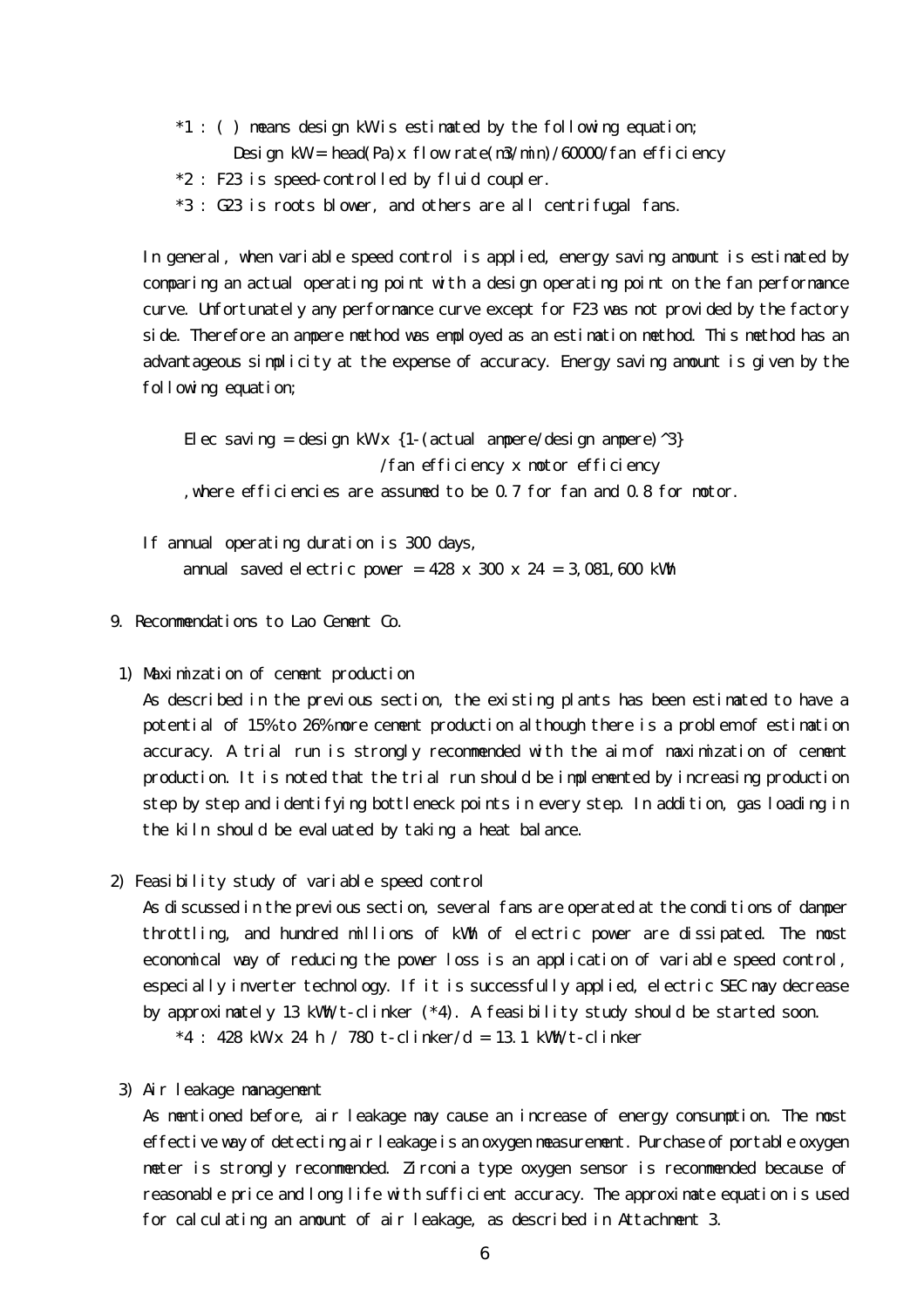*1 : ( ) means design kW is estimated by the following equation;

Design kW = head(Pa) x flow rate(m3/min)/60000/fan efficiency

*2 : F23 is speed-controlled by fluid coupler.

*3 : G23 is roots blower, and others are all centrifugal fans.

In general, when variable speed control is applied, energy saving amount is estimated by comparing an actual operating point with a design operating point on the fan performance curve. Unfortunately any performance curve except for F23 was not provided by the factory side. Therefore an ampere method was employed as an estimation method. This method has an advantageous simplicity at the expense of accuracy. Energy saving amount is given by the following equation;

Elec saving = design kW x {1-(actual ampere/design ampere)^3} /fan efficiency x motor efficiency

, where efficiencies are assumed to be 0.7 for fan and 0.8 for motor.

If annual operating duration is 300 days,

annual saved electric power = 428 x 300 x 24 = 3,081,600 kWh

## 9. Recommendations to Lao Cement Co.

### 1) Maximization of cement production

As described in the previous section, the existing plants has been estimated to have a potential of 15% to 26% more cement production although there is a problem of estimation accuracy. A trial run is strongly recommended with the aim of maximization of cement production. It is noted that the trial run should be implemented by increasing production step by step and identifying bottleneck points in every step. In addition, gas loading in the kiln should be evaluated by taking a heat balance.

### 2) Feasibility study of variable speed control

As discussed in the previous section, several fans are operated at the conditions of damper throttling, and hundred millions of kWh of electric power are dissipated. The most economical way of reducing the power loss is an application of variable speed control, especially inverter technology. If it is successfully applied, electric SEC may decrease by approximately 13 kWh/t-clinker (*4). A feasibility study should be started soon.

*4 : 428 kW x 24 h / 780 t-clinker/d = 13.1 kWh/t-clinker

### 3) Air leakage management

As mentioned before, air leakage may cause an increase of energy consumption. The most effective way of detecting air leakage is an oxygen measurement. Purchase of portable oxygen meter is strongly recommended. Zirconia type oxygen sensor is recommended because of reasonable price and long life with sufficient accuracy. The approximate equation is used for calculating an amount of air leakage, as described in Attachment 3.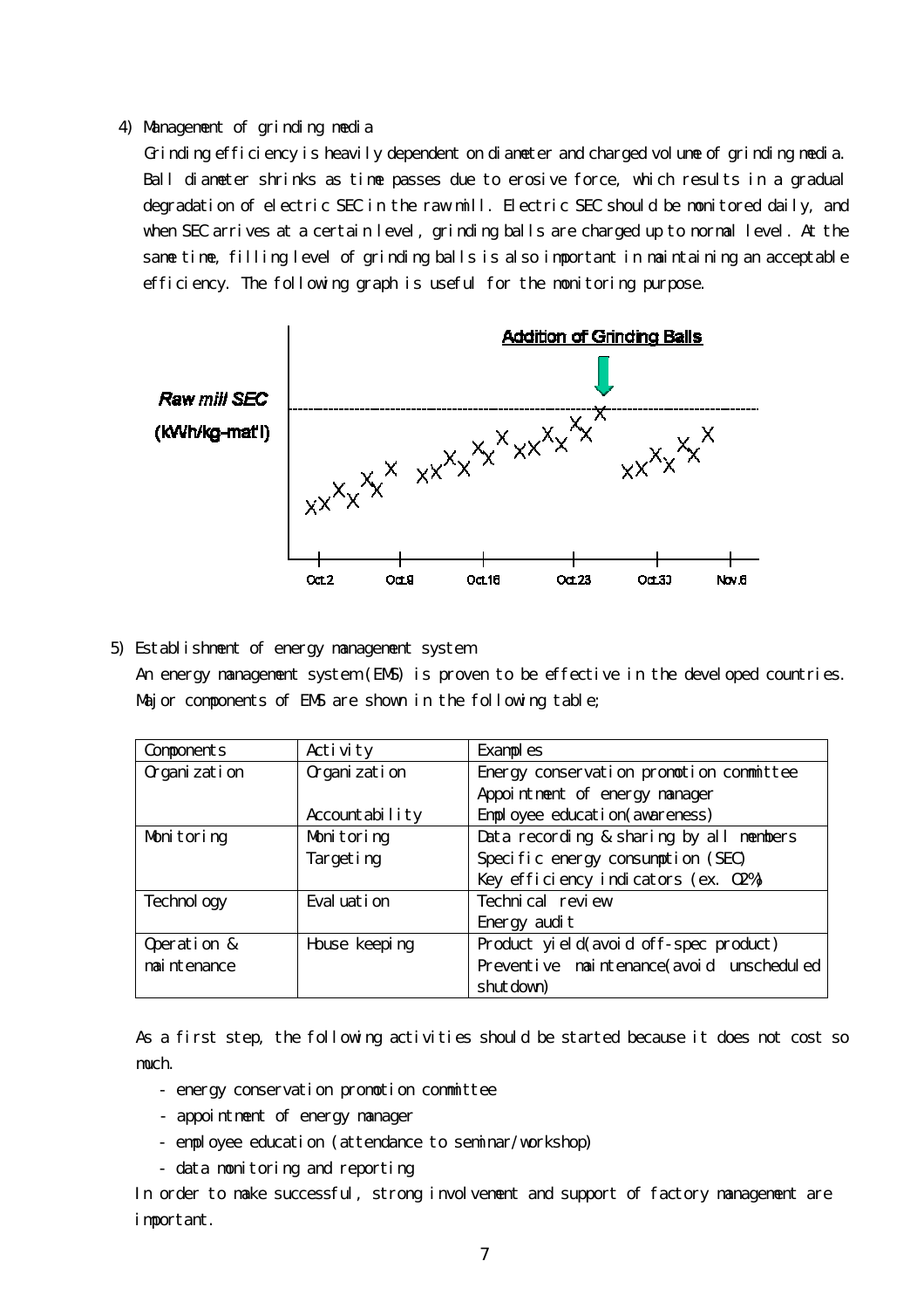4) Management of grinding media

Grinding efficiency is heavily dependent on diameter and charged volume of grinding media. Ball diameter shrinks as time passes due to erosive force, which results in a gradual degradation of electric SEC in the raw mill. Electric SEC should be monitored daily, and when SEC arrives at a certain level, grinding balls are charged up to normal level. At the same time, filling level of grinding balls is also important in maintaining an acceptable efficiency. The following graph is useful for the monitoring purpose.

Addition of Grinding Balls

Raw mill SEC
(kWh/kg-mat'l)

Oct.2
Oct.9
Oct.16
Oct.23
Oct.30
Nov.6

5) Establishment of energy management system

An energy management system (EMS) is proven to be effective in the developed countries. Major components of EMS are shown in the following table;

| Components | Activity | Examples |
|---|---|---|
| Organization | Organization | Energy conservation promotion committee<br>Appointment of energy manager |
| | Accountability | Employee education(awareness) |
| Monitoring | Monitoring<br>Targeting | Data recording & sharing by all members<br>Specific energy consumption (SEC)<br>Key efficiency indicators (ex. O2%) |
| Technology | Evaluation | Technical review<br>Energy audit |
| Operation & maintenance | House keeping | Product yield(avoid off-spec product)<br>Preventive maintenance(avoid unscheduled shutdown) |

As a first step, the following activities should be started because it does not cost so much.

- energy conservation promotion committee
- appointment of energy manager
- employee education (attendance to seminar/workshop)
- data monitoring and reporting

In order to make successful, strong involvement and support of factory management are important.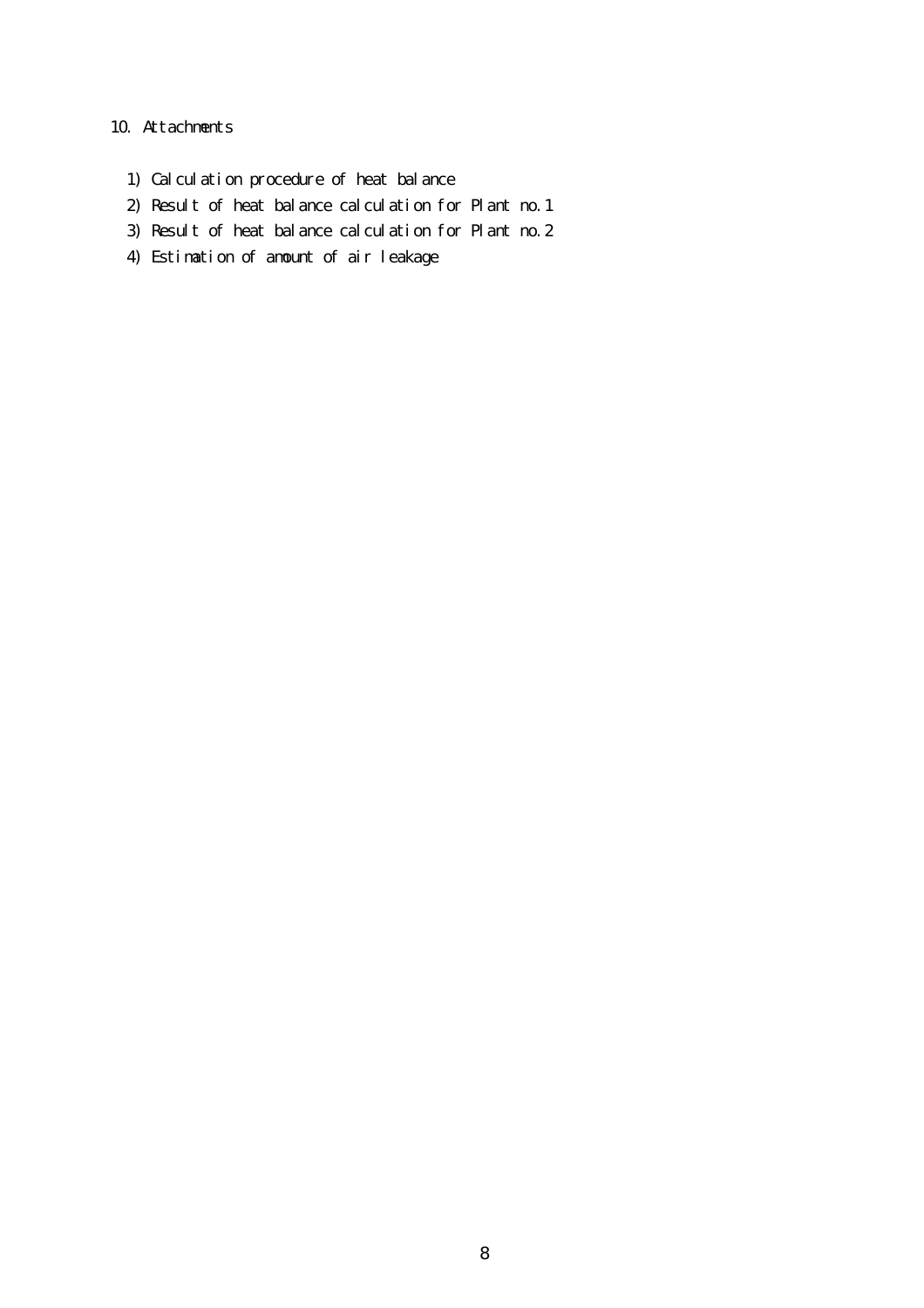## 10. Attachments

1) Calculation procedure of heat balance
2) Result of heat balance calculation for Plant no.1
3) Result of heat balance calculation for Plant no.2
4) Estimation of amount of air leakage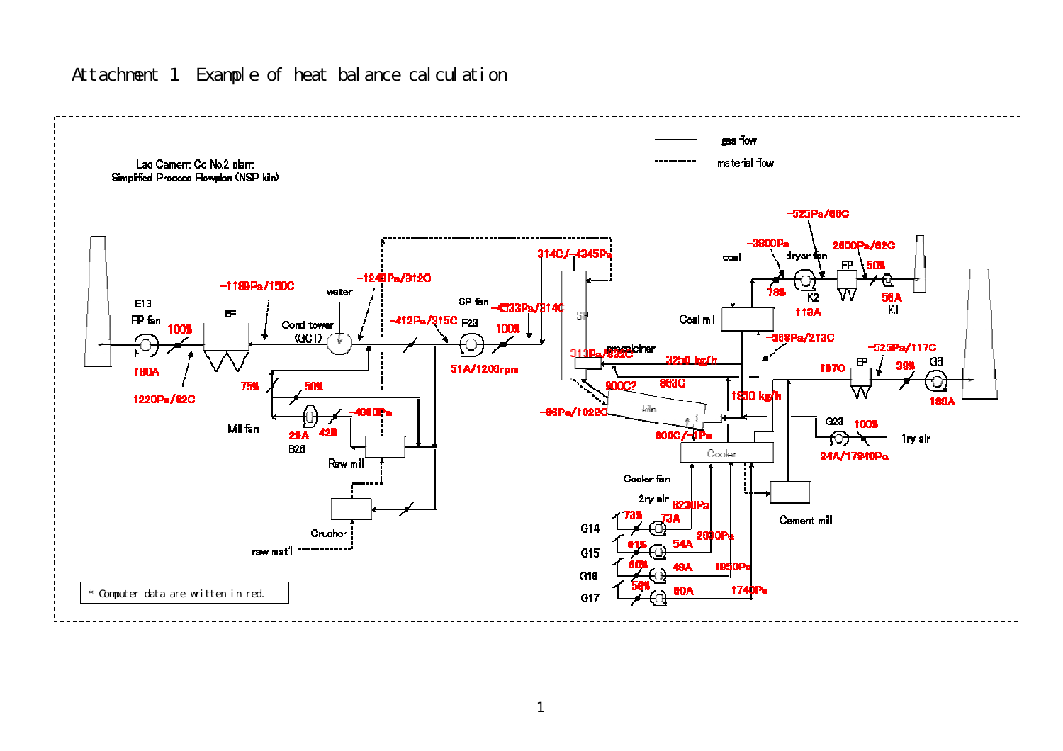# Attachment 1  Example of heat balance calculation

Lao Cement Co No.2 plant
Simplified Process Flowplan (NSP kiln)

gas flow
material flow

E13
FP fan
100%
180A
1220Pa/82C
-1189Pa/150C
EP
water
Cond tower
(GCT)
-1240Pa/312C
-412Pa/315C
SP fan
F23
-4533Pa/314C
100%
51A/1200rpm
314C/-4345Pa
SP
precalciner
-313Pa/832C
900C?
863C
-66Pa/1022C
kiln
800C/-1Pa
3250 kg/h
1850 kg/h
Cooler
75%
50%
Mill fan
29A
42%
B26
-4990Pa
Raw mill
Crusher
raw mat'l
coal
-3900Pa
78%
dryer fan
K2
113A
-525Pa/66C
2600Pa/82C
FP
50%
56A
K1
Coal mill
-358Pa/213C
-525Pa/117C
197C
EP
38%
G8
186A
G23
100%
24A/17840Pa
1ry air
Cooler fan
2ry air
G14
73%
73A
8230Pa
G15
61%
54A
2890Pa
G16
60%
49A
1950Pa
G17
56%
60A
1740Pa
Cement mill

* Computer data are written in red.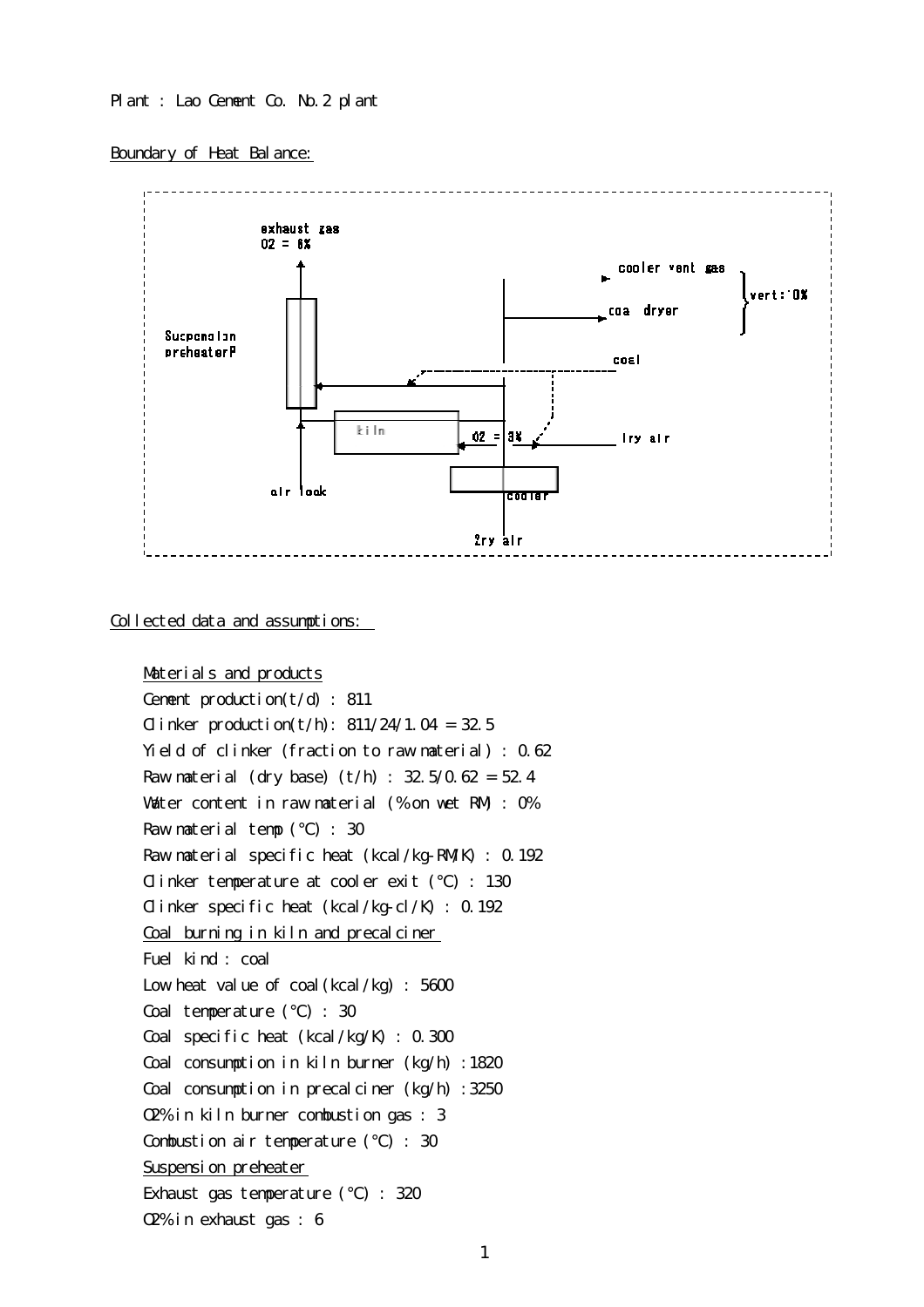Plant : Lao Cement Co. No.2 plant

Boundary of Heat Balance:

exhaust gas
O2 = 6%

cooler vent gas

coal dryer

vent:0%

Suspension preheater

coal

kiln

O2 = 3%

dry air

air leak

cooler

dry air

Collected data and assumptions:

Materials and products

Cement production(t/d) : 811

Clinker production(t/h): 811/24/1.04 = 32.5

Yield of clinker (fraction to raw material) : 0.62

Raw material (dry base) (t/h) : 32.5/0.62 = 52.4

Water content in raw material (% on wet RM) : 0%

Raw material temp (°C) : 30

Raw material specific heat (kcal/kg-RM/K) : 0.192

Clinker temperature at cooler exit (°C) : 130

Clinker specific heat (kcal/kg-cl/K) : 0.192

Coal burning in kiln and precalciner

Fuel kind : coal

Low heat value of coal(kcal/kg) : 5600

Coal temperature (°C) : 30

Coal specific heat (kcal/kg/K) : 0.300

Coal consumption in kiln burner (kg/h) :1820

Coal consumption in precalciner (kg/h) :3250

$O_2$% in kiln burner combustion gas : 3

Combustion air temperature (°C) : 30

Suspension preheater

Exhaust gas temperature (°C) : 320

$O_2$% in exhaust gas : 6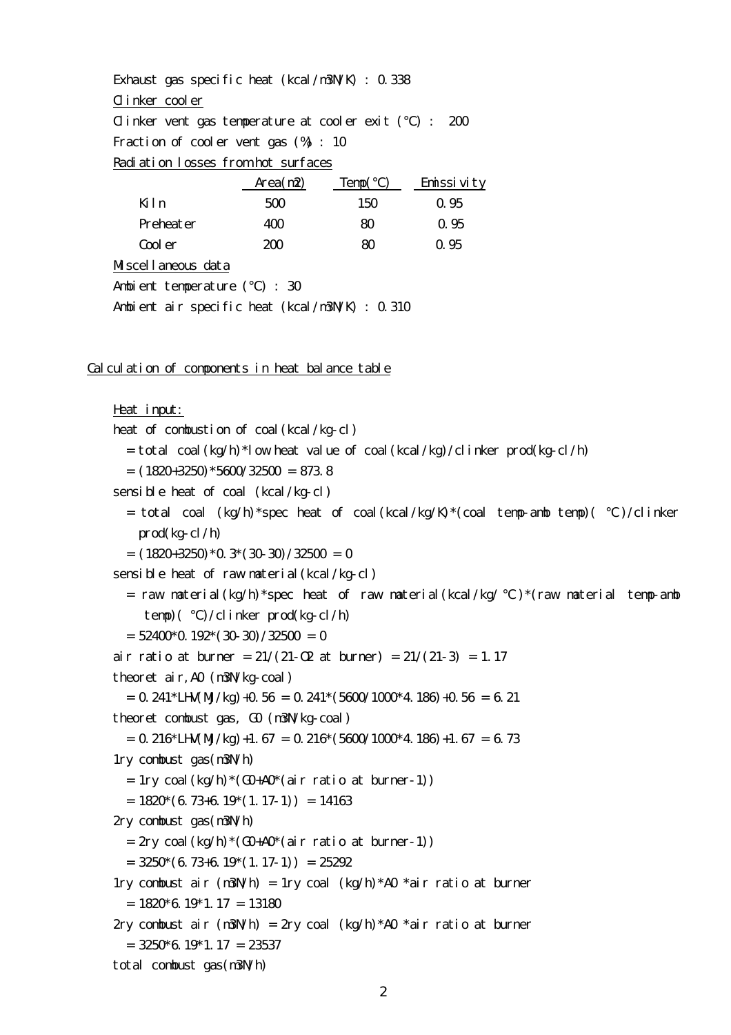Exhaust gas specific heat (kcal/m3N/K) : 0.338

<u>Clinker cooler</u>

Clinker vent gas temperature at cooler exit (°C) : 200

Fraction of cooler vent gas (%) : 10

<u>Radiation losses from hot surfaces</u>

| | Area(m2) | Temp(°C) | Emissivity |
|---|---|---|---|
| Kiln | 500 | 150 | 0.95 |
| Preheater | 400 | 80 | 0.95 |
| Cooler | 200 | 80 | 0.95 |

<u>Miscellaneous data</u>

Ambient temperature (°C) : 30

Ambient air specific heat (kcal/m3N/K) : 0.310

<u>Calculation of components in heat balance table</u>

<u>Heat input:</u>

heat of combustion of coal(kcal/kg-cl)

= total coal(kg/h)*low heat value of coal(kcal/kg)/clinker prod(kg-cl/h)

= (1820+3250)*5600/32500 = 873.8

sensible heat of coal (kcal/kg-cl)

= total coal (kg/h)*spec heat of coal(kcal/kg/K)*(coal temp-amb temp)( °C)/clinker prod(kg-cl/h)

= (1820+3250)*0.3*(30-30)/32500 = 0

sensible heat of raw material(kcal/kg-cl)

= raw material(kg/h)*spec heat of raw material(kcal/kg/°C)*(raw material temp-amb temp)( °C)/clinker prod(kg-cl/h)

= 52400*0.192*(30-30)/32500 = 0

air ratio at burner = 21/(21-O2 at burner) = 21/(21-3) = 1.17

theoret air, A0 (m3N/kg-coal)

= 0.241*LHV(MJ/kg)+0.56 = 0.241*(5600/1000*4.186)+0.56 = 6.21

theoret combust gas, G0 (m3N/kg-coal)

= 0.216*LHV(MJ/kg)+1.67 = 0.216*(5600/1000*4.186)+1.67 = 6.73

1ry combust gas(m3N/h)

= 1ry coal(kg/h)*(G0+A0*(air ratio at burner-1))

= 1820*(6.73+6.19*(1.17-1)) = 14163

2ry combust gas(m3N/h)

= 2ry coal(kg/h)*(G0+A0*(air ratio at burner-1))

= 3250*(6.73+6.19*(1.17-1)) = 25292

1ry combust air (m3N/h) = 1ry coal (kg/h)*A0 *air ratio at burner

= 1820*6.19*1.17 = 13180

2ry combust air (m3N/h) = 2ry coal (kg/h)*A0 *air ratio at burner

= 3250*6.19*1.17 = 23537

total combust gas(m3N/h)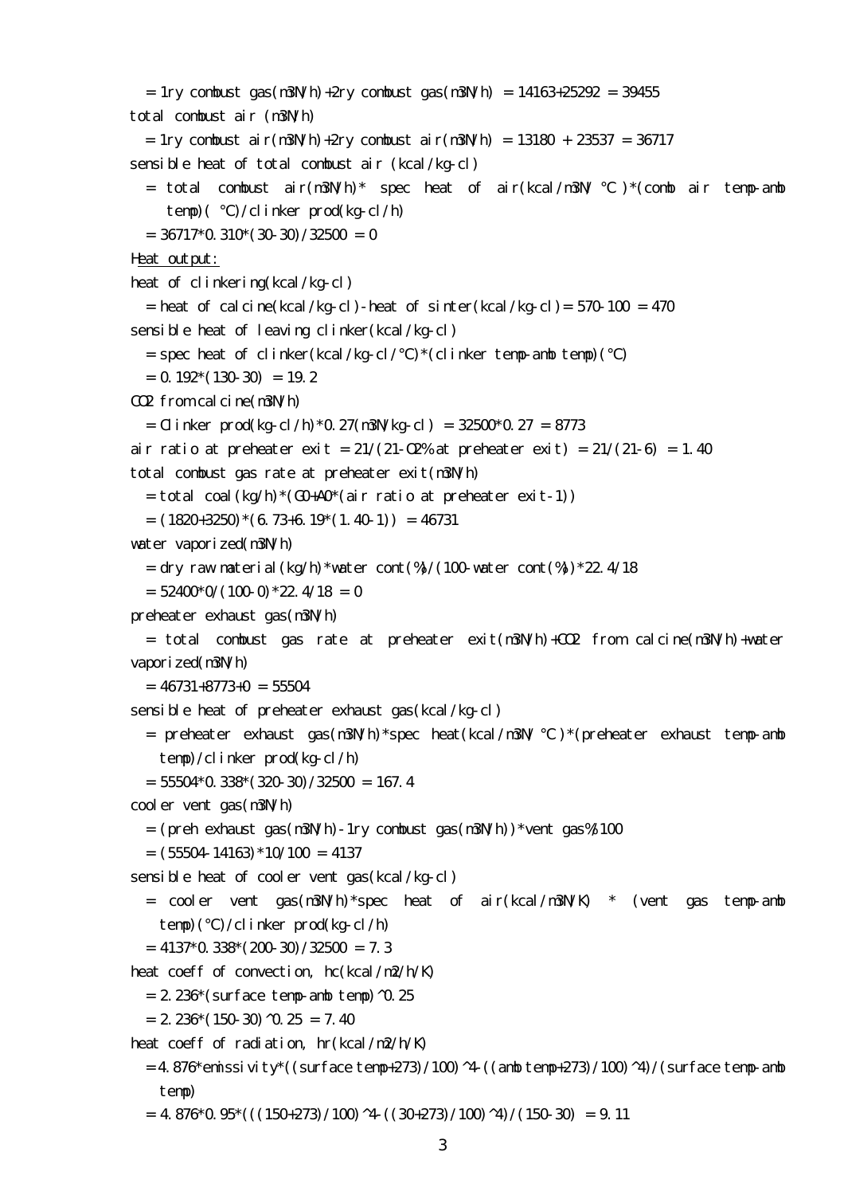= 1ry combust gas(m3N/h)+2ry combust gas(m3N/h) = 14163+25292 = 39455

total combust air (m3N/h)

= 1ry combust air(m3N/h)+2ry combust air(m3N/h) = 13180 + 23537 = 36717

sensible heat of total combust air (kcal/kg-cl)

= total combust air(m3N/h)* spec heat of air(kcal/m3N/ ℃)*(comb air temp-amb temp)( ℃)/clinker prod(kg-cl/h)

= 36717*0.310*(30-30)/32500 = 0

<u>Heat output:</u>

heat of clinkering(kcal/kg-cl)

= heat of calcine(kcal/kg-cl)-heat of sinter(kcal/kg-cl)= 570-100 = 470

sensible heat of leaving clinker(kcal/kg-cl)

= spec heat of clinker(kcal/kg-cl/℃)*(clinker temp-amb temp)(℃)

= 0.192*(130-30) = 19.2

$CO_2$ from calcine(m3N/h)

= Clinker prod(kg-cl/h)*0.27(m3N/kg-cl) = 32500*0.27 = 8773

air ratio at preheater exit = 21/(21-$O_2$% at preheater exit) = 21/(21-6) = 1.40

total combust gas rate at preheater exit(m3N/h)

= total coal(kg/h)*(G0+A0*(air ratio at preheater exit-1))

= (1820+3250)*(6.73+6.19*(1.40-1)) = 46731

water vaporized(m3N/h)

= dry raw material(kg/h)*water cont(%)/(100-water cont(%))*22.4/18

= 52400*0/(100-0)*22.4/18 = 0

preheater exhaust gas(m3N/h)

= total combust gas rate at preheater exit(m3N/h)+$CO_2$ from calcine(m3N/h)+water vaporized(m3N/h)

= 46731+8773+0 = 55504

sensible heat of preheater exhaust gas(kcal/kg-cl)

= preheater exhaust gas(m3N/h)*spec heat(kcal/m3N/ ℃)*(preheater exhaust temp-amb temp)/clinker prod(kg-cl/h)

= 55504*0.338*(320-30)/32500 = 167.4

cooler vent gas(m3N/h)

= (preh exhaust gas(m3N/h)-1ry combust gas(m3N/h))*vent gas%/100

= (55504-14163)*10/100 = 4137

sensible heat of cooler vent gas(kcal/kg-cl)

= cooler vent gas(m3N/h)*spec heat of air(kcal/m3N/K) * (vent gas temp-amb temp)(℃)/clinker prod(kg-cl/h)

= 4137*0.338*(200-30)/32500 = 7.3

heat coeff of convection, hc(kcal/m2/h/K)

= 2.236*(surface temp-amb temp)^0.25

= 2.236*(150-30)^0.25 = 7.40

heat coeff of radiation, hr(kcal/m2/h/K)

= 4.876*emissivity*((surface temp+273)/100)^4-((amb temp+273)/100)^4)/(surface temp-amb temp)

= 4.876*0.95*(((150+273)/100)^4-((30+273)/100)^4)/(150-30) = 9.11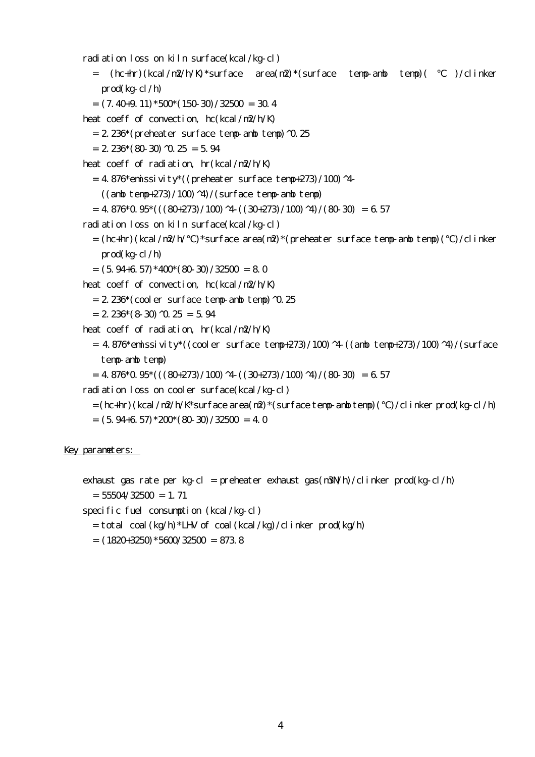radiation loss on kiln surface(kcal/kg-cl)

= (hc+hr)(kcal/m2/h/K)*surface area(m2)*(surface temp-amb temp)( °C )/clinker prod(kg-cl/h)

= (7.40+9.11)*500*(150-30)/32500 = 30.4

heat coeff of convection, hc(kcal/m2/h/K)

= 2.236*(preheater surface temp-amb temp)^0.25

= 2.236*(80-30)^0.25 = 5.94

heat coeff of radiation, hr(kcal/m2/h/K)

= 4.876*emissivity*((preheater surface temp+273)/100)^4-((amb temp+273)/100)^4)/(surface temp-amb temp)

= 4.876*0.95*(((80+273)/100)^4-((30+273)/100)^4)/(80-30) = 6.57

radiation loss on kiln surface(kcal/kg-cl)

= (hc+hr)(kcal/m2/h/°C)*surface area(m2)*(preheater surface temp-amb temp)(°C)/clinker prod(kg-cl/h)

= (5.94+6.57)*400*(80-30)/32500 = 8.0

heat coeff of convection, hc(kcal/m2/h/K)

= 2.236*(cooler surface temp-amb temp)^0.25

= 2.236*(8-30)^0.25 = 5.94

heat coeff of radiation, hr(kcal/m2/h/K)

= 4.876*emissivity*((cooler surface temp+273)/100)^4-((amb temp+273)/100)^4)/(surface temp-amb temp)

= 4.876*0.95*(((80+273)/100)^4-((30+273)/100)^4)/(80-30) = 6.57

radiation loss on cooler surface(kcal/kg-cl)

= (hc+hr)(kcal/m2/h/K*surface area(m2)*(surface temp-amb temp)(°C)/clinker prod(kg-cl/h)

= (5.94+6.57)*200*(80-30)/32500 = 4.0

<u>Key parameters:</u>

exhaust gas rate per kg-cl = preheater exhaust gas(m3N/h)/clinker prod(kg-cl/h)

= 55504/32500 = 1.71

specific fuel consumption (kcal/kg-cl)

= total coal(kg/h)*LHV of coal(kcal/kg)/clinker prod(kg/h)

= (1820+3250)*5600/32500 = 873.8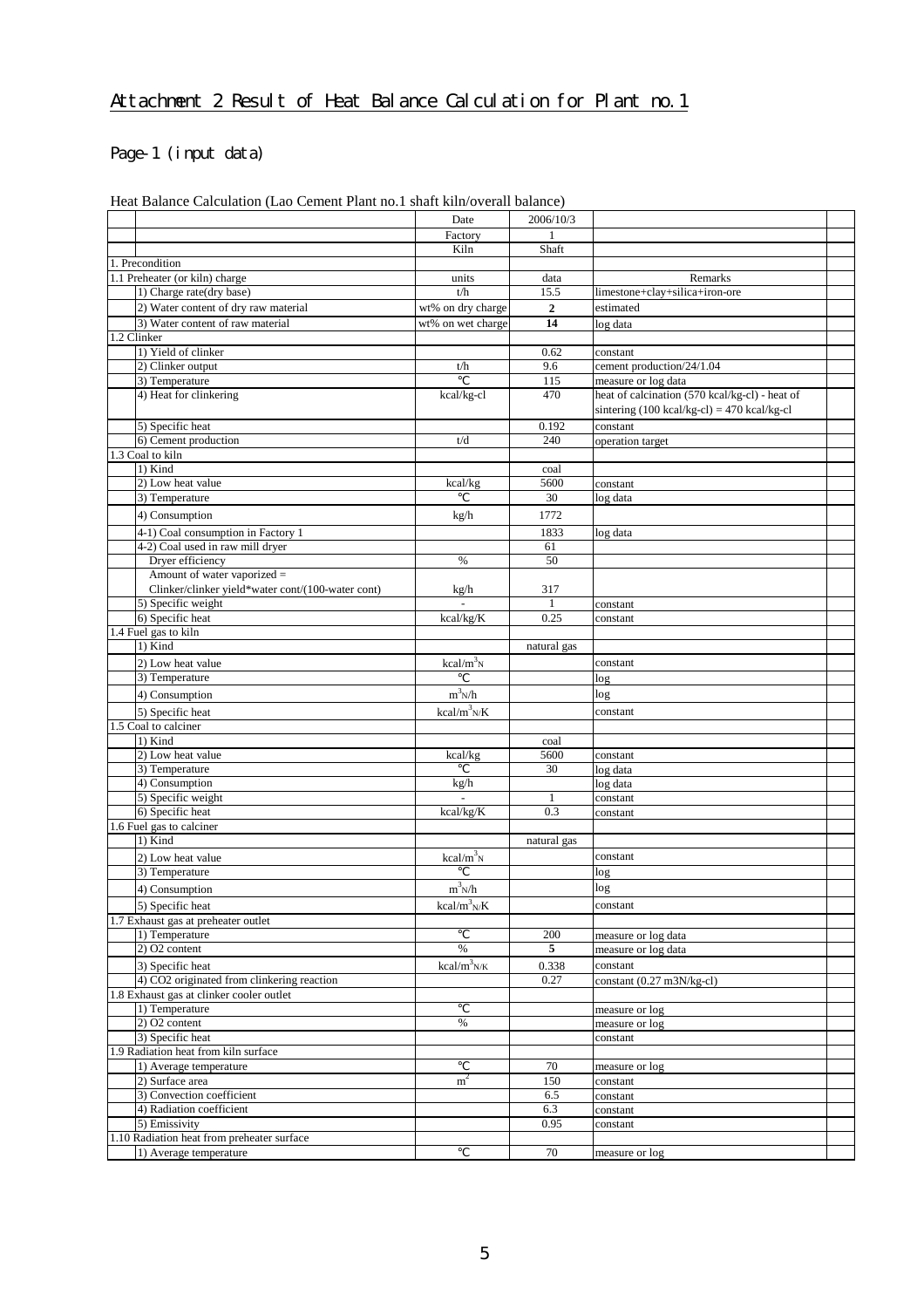## Attachment 2 Result of Heat Balance Calculation for Plant no.1

### Page-1 (input data)

Heat Balance Calculation (Lao Cement Plant no.1 shaft kiln/overall balance)

| | Date | 2006/10/3 | |
|---|---|---|---|
| | Factory | 1 | |
| | Kiln | Shaft | |
| 1. Precondition | | | |
| 1.1 Preheater (or kiln) charge | units | data | Remarks |
| 1) Charge rate(dry base) | t/h | 15.5 | limestone+clay+silica+iron-ore |
| 2) Water content of dry raw material | wt% on dry charge | **2** | estimated |
| 3) Water content of raw material | wt% on wet charge | **14** | log data |
| 1.2 Clinker | | | |
| 1) Yield of clinker | | 0.62 | constant |
| 2) Clinker output | t/h | 9.6 | cement production/24/1.04 |
| 3) Temperature | ℃ | 115 | measure or log data |
| 4) Heat for clinkering | kcal/kg-cl | 470 | heat of calcination (570 kcal/kg-cl) - heat of sintering (100 kcal/kg-cl) = 470 kcal/kg-cl |
| 5) Specific heat | | 0.192 | constant |
| 6) Cement production | t/d | 240 | operation target |
| 1.3 Coal to kiln | | | |
| 1) Kind | | coal | |
| 2) Low heat value | kcal/kg | 5600 | constant |
| 3) Temperature | ℃ | 30 | log data |
| 4) Consumption | kg/h | 1772 | |
| 4-1) Coal consumption in Factory 1 | | 1833 | log data |
| 4-2) Coal used in raw mill dryer | | 61 | |
| Dryer efficiency | % | 50 | |
| Amount of water vaporized = Clinker/clinker yield*water cont/(100-water cont) | kg/h | 317 | |
| 5) Specific weight | - | 1 | constant |
| 6) Specific heat | kcal/kg/K | 0.25 | constant |
| 1.4 Fuel gas to kiln | | | |
| 1) Kind | | natural gas | |
| 2) Low heat value | $kcal/m^3_N$ | | constant |
| 3) Temperature | ℃ | | log |
| 4) Consumption | $m^3_N/h$ | | log |
| 5) Specific heat | $kcal/m^3_N/K$ | | constant |
| 1.5 Coal to calciner | | | |
| 1) Kind | | coal | |
| 2) Low heat value | kcal/kg | 5600 | constant |
| 3) Temperature | ℃ | 30 | log data |
| 4) Consumption | kg/h | | log data |
| 5) Specific weight | - | 1 | constant |
| 6) Specific heat | kcal/kg/K | 0.3 | constant |
| 1.6 Fuel gas to calciner | | | |
| 1) Kind | | natural gas | |
| 2) Low heat value | $kcal/m^3_N$ | | constant |
| 3) Temperature | ℃ | | log |
| 4) Consumption | $m^3_N/h$ | | log |
| 5) Specific heat | $kcal/m^3_N/K$ | | constant |
| 1.7 Exhaust gas at preheater outlet | | | |
| 1) Temperature | ℃ | 200 | measure or log data |
| 2) $O_2$ content | % | **5** | measure or log data |
| 3) Specific heat | $kcal/m^3_N/K$ | 0.338 | constant |
| 4) $CO_2$ originated from clinkering reaction | | 0.27 | constant (0.27 m3N/kg-cl) |
| 1.8 Exhaust gas at clinker cooler outlet | | | |
| 1) Temperature | ℃ | | measure or log |
| 2) $O_2$ content | % | | measure or log |
| 3) Specific heat | | | constant |
| 1.9 Radiation heat from kiln surface | | | |
| 1) Average temperature | ℃ | 70 | measure or log |
| 2) Surface area | $m^2$ | 150 | constant |
| 3) Convection coefficient | | 6.5 | constant |
| 4) Radiation coefficient | | 6.3 | constant |
| 5) Emissivity | | 0.95 | constant |
| 1.10 Radiation heat from preheater surface | | | |
| 1) Average temperature | ℃ | 70 | measure or log |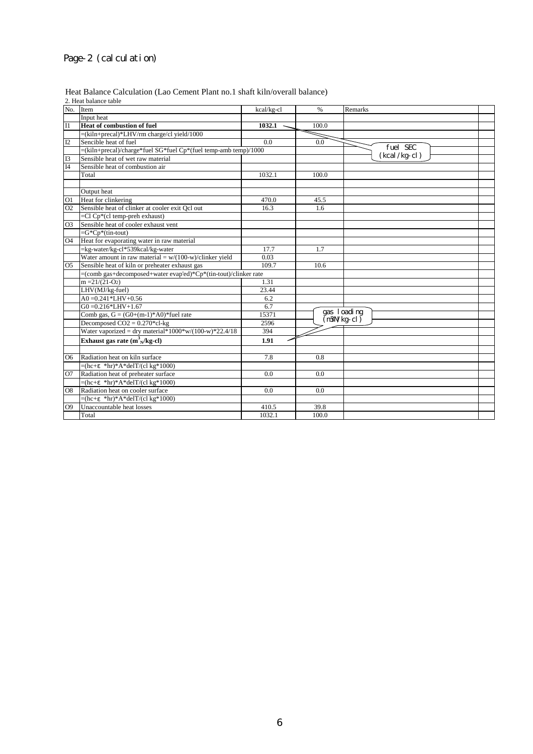Page-2 (calculation)

Heat Balance Calculation (Lao Cement Plant no.1 shaft kiln/overall balance)

2. Heat balance table

| No. | Item | kcal/kg-cl | % | Remarks | |
|---|---|---|---|---|---|
| | Input heat | | | | |
| I1 | **Heat of combustion of fuel** | **1032.1** | 100.0 | | |
| | =(kiln+precal)*LHV/rm charge/cl yield/1000 | | | | |
| I2 | Sencible heat of fuel | 0.0 | 0.0 | | |
| | =(kiln+precal)/charge*fuel SG*fuel Cp*(fuel temp-amb temp)/1000 | | | | |
| I3 | Sensible heat of wet raw material | | | | |
| I4 | Sensible heat of combustion air | | | | |
| | Total | 1032.1 | 100.0 | | |
| | | | | | |
| | Output heat | | | | |
| O1 | Heat for clinkering | 470.0 | 45.5 | | |
| O2 | Sensible heat of clinker at cooler exit Qcl out | 16.3 | 1.6 | | |
| | =Cl Cp*(cl temp-preh exhaust) | | | | |
| O3 | Sensible heat of cooler exhaust vent | | | | |
| | =G*Cp*(tin-tout) | | | | |
| O4 | Heat for evaporating water in raw material | | | | |
| | =kg-water/kg-cl*539kcal/kg-water | 17.7 | 1.7 | | |
| | Water amount in raw material = w/(100-w)/clinker yield | 0.03 | | | |
| O5 | Sensible heat of kiln or preheater exhaust gas | 109.7 | 10.6 | | |
| | =(comb gas+decomposed+water evap'ed)*Cp*(tin-tout)/clinker rate | | | | |
| | m =21/(21-O2) | 1.31 | | | |
| | LHV(MJ/kg-fuel) | 23.44 | | | |
| | A0 =0.241*LHV+0.56 | 6.2 | | | |
| | G0 =0.216*LHV+1.67 | 6.7 | | | |
| | Comb gas, G = (G0+(m-1)*A0)*fuel rate | 15371 | | | |
| | Decomposed $CO_2$ = 0.270*cl-kg | 2596 | | | |
| | Water vaporized = dry material*1000*w/(100-w)*22.4/18 | 394 | | | |
| | **Exhaust gas rate ($m^3_N$/kg-cl)** | **1.91** | | | |
| | | | | | |
| O6 | Radiation heat on kiln surface | 7.8 | 0.8 | | |
| | =(hc+ε *hr)*A*delT/(cl kg*1000) | | | | |
| O7 | Radiation heat of preheater surface | 0.0 | 0.0 | | |
| | =(hc+ε *hr)*A*delT/(cl kg*1000) | | | | |
| O8 | Radiation heat on cooler surface | 0.0 | 0.0 | | |
| | =(hc+ε *hr)*A*delT/(cl kg*1000) | | | | |
| O9 | Unaccountable heat losses | 410.5 | 39.8 | | |
| | Total | 1032.1 | 100.0 | | |

fuel SEC (kcal/kg-cl)

gas loading (m3N/kg-cl)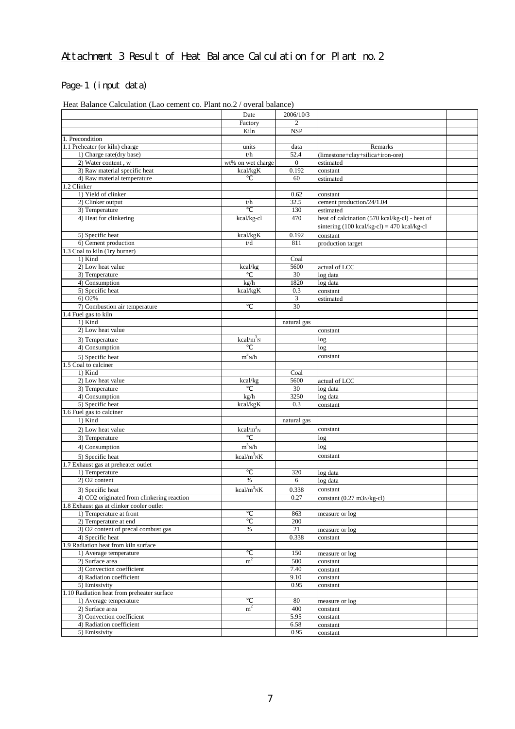# Attachment 3 Result of Heat Balance Calculation for Plant no.2

## Page-1 (input data)

Heat Balance Calculation (Lao cement co. Plant no.2 / overal balance)

| | | | | | |
|---|---|---|---|---|---|
| | | Date | 2006/10/3 | | |
| | | Factory | 2 | | |
| | | Kiln | NSP | | |
| 1. Precondition | | | | | |
| 1.1 Preheater (or kiln) charge | | units | data | Remarks | |
| | 1) Charge rate(dry base) | t/h | 52.4 | (limestone+clay+silica+iron-ore) | |
| | 2) Water content , w | wt% on wet charge | 0 | estimated | |
| | 3) Raw material specific heat | kcal/kgK | 0.192 | constant | |
| | 4) Raw material temperature | ℃ | 60 | estimated | |
| 1.2 Clinker | | | | | |
| | 1) Yield of clinker | | 0.62 | constant | |
| | 2) Clinker output | t/h | 32.5 | cement production/24/1.04 | |
| | 3) Temperature | ℃ | 130 | estimated | |
| | 4) Heat for clinkering | kcal/kg-cl | 470 | heat of calcination (570 kcal/kg-cl) - heat of sintering (100 kcal/kg-cl) = 470 kcal/kg-cl | |
| | 5) Specific heat | kcal/kgK | 0.192 | constant | |
| | 6) Cement production | t/d | 811 | production target | |
| 1.3 Coal to kiln (1ry burner) | | | | | |
| | 1) Kind | | Coal | | |
| | 2) Low heat value | kcal/kg | 5600 | actual of LCC | |
| | 3) Temperature | ℃ | 30 | log data | |
| | 4) Consumption | kg/h | 1820 | log data | |
| | 5) Specific heat | kcal/kgK | 0.3 | constant | |
| | 6) O2% | | 3 | estimated | |
| | 7) Combustion air temperature | ℃ | 30 | | |
| 1.4 Fuel gas to kiln | | | | | |
| | 1) Kind | | natural gas | | |
| | 2) Low heat value | | | constant | |
| | 3) Temperature | kcal/m$^3_N$ | | log | |
| | 4) Consumption | ℃ | | log | |
| | 5) Specific heat | m$^3_N$/h | | constant | |
| 1.5 Coal to calciner | | | | | |
| | 1) Kind | | Coal | | |
| | 2) Low heat value | kcal/kg | 5600 | actual of LCC | |
| | 3) Temperature | ℃ | 30 | log data | |
| | 4) Consumption | kg/h | 3250 | log data | |
| | 5) Specific heat | kcal/kgK | 0.3 | constant | |
| 1.6 Fuel gas to calciner | | | | | |
| | 1) Kind | | natural gas | | |
| | 2) Low heat value | kcal/m$^3_N$ | | constant | |
| | 3) Temperature | ℃ | | log | |
| | 4) Consumption | m$^3_N$/h | | log | |
| | 5) Specific heat | kcal/m$^3_N$K | | constant | |
| 1.7 Exhaust gas at preheater outlet | | | | | |
| | 1) Temperature | ℃ | 320 | log data | |
| | 2) O2 content | % | 6 | log data | |
| | 3) Specific heat | kcal/m$^3_N$K | 0.338 | constant | |
| | 4) CO2 originated from clinkering reaction | | 0.27 | constant (0.27 m3N/kg-cl) | |
| 1.8 Exhaust gas at clinker cooler outlet | | | | | |
| | 1) Temperature at front | ℃ | 863 | measure or log | |
| | 2) Temperature at end | ℃ | 200 | | |
| | 3) O2 content of precal combust gas | % | 21 | measure or log | |
| | 4) Specific heat | | 0.338 | constant | |
| 1.9 Radiation heat from kiln surface | | | | | |
| | 1) Average temperature | ℃ | 150 | measure or log | |
| | 2) Surface area | m$^2$ | 500 | constant | |
| | 3) Convection coefficient | | 7.40 | constant | |
| | 4) Radiation coefficient | | 9.10 | constant | |
| | 5) Emissivity | | 0.95 | constant | |
| 1.10 Radiation heat from preheater surface | | | | | |
| | 1) Average temperature | ℃ | 80 | measure or log | |
| | 2) Surface area | m$^2$ | 400 | constant | |
| | 3) Convection coefficient | | 5.95 | constant | |
| | 4) Radiation coefficient | | 6.58 | constant | |
| | 5) Emissivity | | 0.95 | constant | |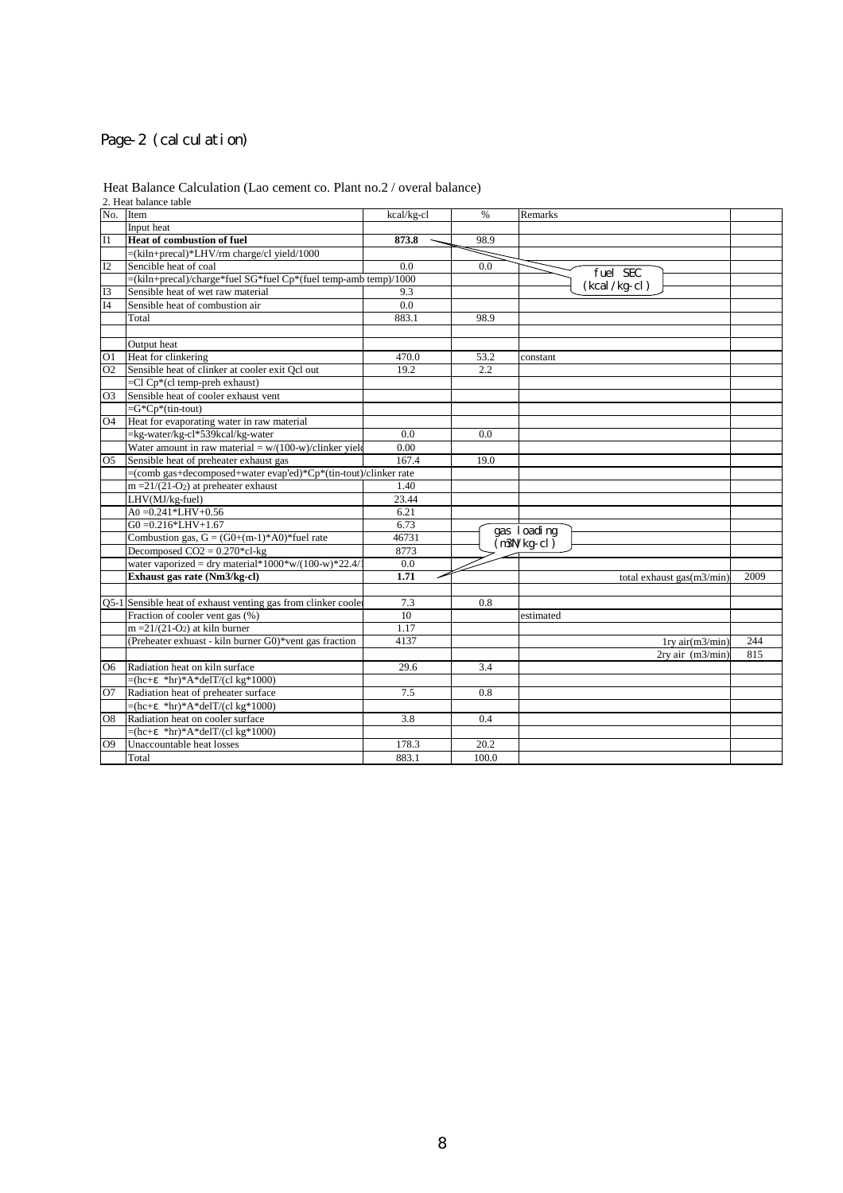Page-2 (calculation)

Heat Balance Calculation (Lao cement co. Plant no.2 / overal balance)

2. Heat balance table

| No. | Item | kcal/kg-cl | % | Remarks | |
|---|---|---|---|---|---|
| | Input heat | | | | |
| I1 | **Heat of combustion of fuel** | **873.8** | 98.9 | | |
| | =(kiln+precal)*LHV/rm charge/cl yield/1000 | | | | |
| I2 | Sencible heat of coal | 0.0 | 0.0 | fuel SEC (kcal/kg-cl) | |
| | =(kiln+precal)/charge*fuel SG*fuel Cp*(fuel temp-amb temp)/1000 | | | | |
| I3 | Sensible heat of wet raw material | 9.3 | | | |
| I4 | Sensible heat of combustion air | 0.0 | | | |
| | Total | 883.1 | 98.9 | | |
| | | | | | |
| | Output heat | | | | |
| O1 | Heat for clinkering | 470.0 | 53.2 | constant | |
| O2 | Sensible heat of clinker at cooler exit Qcl out | 19.2 | 2.2 | | |
| | =Cl Cp*(cl temp-preh exhaust) | | | | |
| O3 | Sensible heat of cooler exhaust vent | | | | |
| | =G*Cp*(tin-tout) | | | | |
| O4 | Heat for evaporating water in raw material | | | | |
| | =kg-water/kg-cl*539kcal/kg-water | 0.0 | 0.0 | | |
| | Water amount in raw material = w/(100-w)/clinker yield | 0.00 | | | |
| O5 | Sensible heat of preheater exhaust gas | 167.4 | 19.0 | | |
| | =(comb gas+decomposed+water evap'ed)*Cp*(tin-tout)/clinker rate | | | | |
| | m =21/(21-$O_2$) at preheater exhaust | 1.40 | | | |
| | LHV(MJ/kg-fuel) | 23.44 | | | |
| | A0 =0.241*LHV+0.56 | 6.21 | | | |
| | G0 =0.216*LHV+1.67 | 6.73 | | gas loading (m3N/kg-cl) | |
| | Combustion gas, G = (G0+(m-1)*A0)*fuel rate | 46731 | | | |
| | Decomposed $CO_2$ = 0.270*cl-kg | 8773 | | | |
| | water vaporized = dry material*1000*w/(100-w)*22.4/1 | 0.0 | | | |
| | **Exhaust gas rate (Nm3/kg-cl)** | **1.71** | | total exhaust gas(m3/min) | 2009 |
| | | | | | |
| Q5-1 | Sensible heat of exhaust venting gas from clinker cooler | 7.3 | 0.8 | | |
| | Fraction of cooler vent gas (%) | 10 | | estimated | |
| | m =21/(21-$O_2$) at kiln burner | 1.17 | | | |
| | (Preheater exhuast - kiln burner G0)*vent gas fraction | 4137 | | 1ry air(m3/min) | 244 |
| | | | | 2ry air (m3/min) | 815 |
| O6 | Radiation heat on kiln surface | 29.6 | 3.4 | | |
| | =(hc+ε *hr)*A*delT/(cl kg*1000) | | | | |
| O7 | Radiation heat of preheater surface | 7.5 | 0.8 | | |
| | =(hc+ε *hr)*A*delT/(cl kg*1000) | | | | |
| O8 | Radiation heat on cooler surface | 3.8 | 0.4 | | |
| | =(hc+ε *hr)*A*delT/(cl kg*1000) | | | | |
| O9 | Unaccountable heat losses | 178.3 | 20.2 | | |
| | Total | 883.1 | 100.0 | | |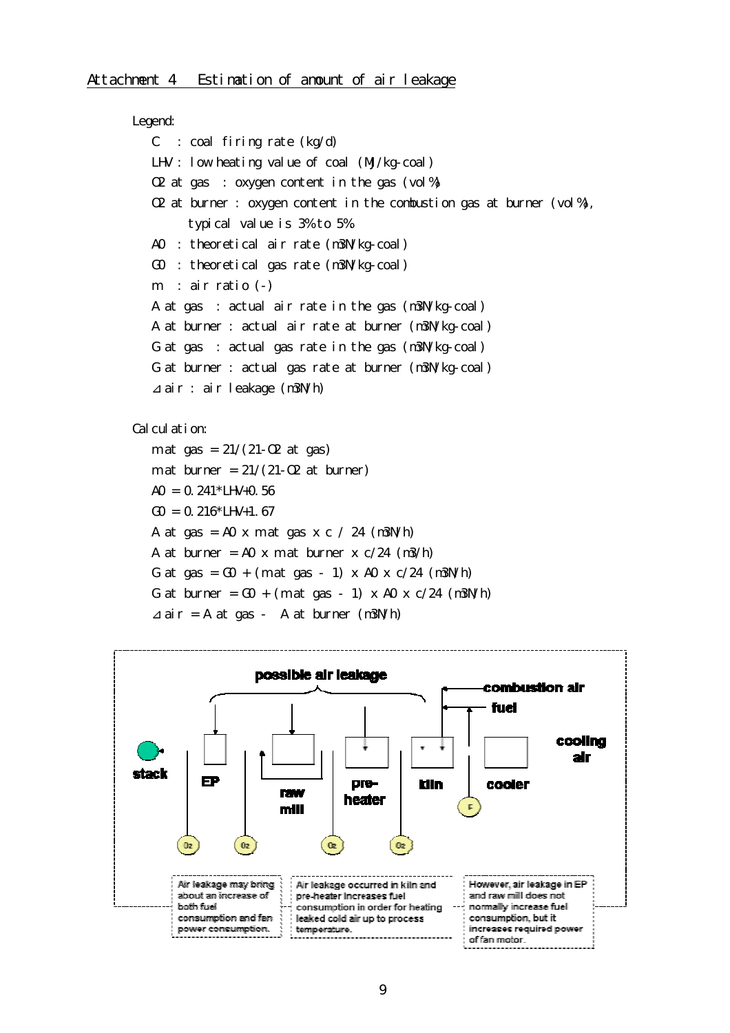## Attachment 4 Estimation of amount of air leakage

Legend:

- C : coal firing rate (kg/d)
- LHV : low heating value of coal (MJ/kg-coal)
- $O_2$ at gas : oxygen content in the gas (vol%)
- $O_2$ at burner : oxygen content in the combustion gas at burner (vol%), typical value is 3% to 5%
- A0 : theoretical air rate (m3N/kg-coal)
- G0 : theoretical gas rate (m3N/kg-coal)
- m : air ratio (-)
- A at gas : actual air rate in the gas (m3N/kg-coal)
- A at burner : actual air rate at burner (m3N/kg-coal)
- G at gas : actual gas rate in the gas (m3N/kg-coal)
- G at burner : actual gas rate at burner (m3N/kg-coal)
- ⊿air : air leakage (m3N/h)

Calculation:

m at gas = 21/(21-O2 at gas)

m at burner = 21/(21-O2 at burner)

A0 = 0.241*LHV+0.56

G0 = 0.216*LHV+1.67

A at gas = A0 x m at gas x c / 24 (m3N/h)

A at burner = A0 x m at burner x c/24 (m3/h)

G at gas = G0 + (m at gas - 1) x A0 x c/24 (m3N/h)

G at burner = G0 + (m at gas - 1) x A0 x c/24 (m3N/h)

⊿air = A at gas - A at burner (m3N/h)

possible air leakage

combustion air

fuel

cooling air

stack

EP

raw mill

pre-heater

kiln

cooler

F

O2

O2

O2

O2

Air leakage may bring about an increase of both fuel consumption and fan power consumption.

Air leakage occurred in kiln and pre-heater increases fuel consumption in order for heating leaked cold air up to process temperature.

However, air leakage in EP and raw mill does not normally increase fuel consumption, but it increases required power of fan motor.